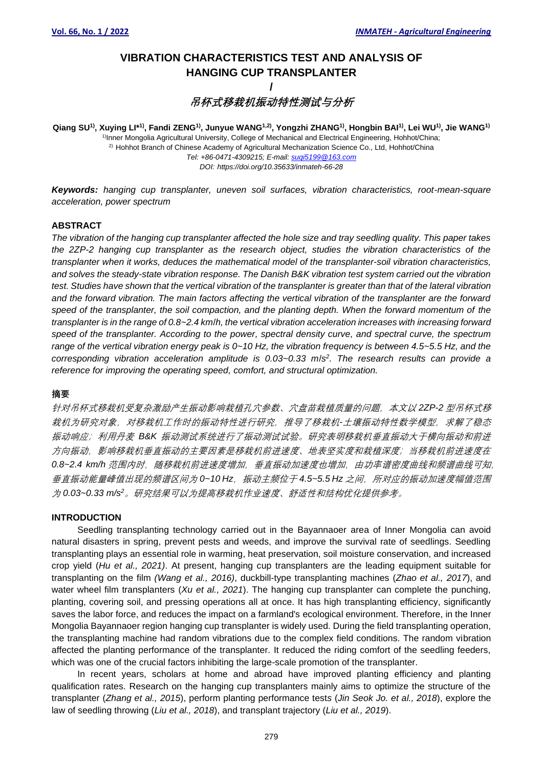# VIBRATION CHARACTERISTICS TEST AND ANALYSIS OF HANGING CUP TRANSPLANTER

/

# *吊杯式移栽机振动特性测试与分析*

**Qiang SU[1)], Xuying LI*[1)], Fandi ZENG[1)], Junyue WANG[1,2)], Yongzhi ZHANG[1)], Hongbin BAI[1)], Lei WU[1)], Jie WANG[1)]**

[1)]Inner Mongolia Agricultural University, College of Mechanical and Electrical Engineering, Hohhot/China;
[2)] Hohhot Branch of Chinese Academy of Agricultural Mechanization Science Co., Ltd, Hohhot/China
*Tel: +86-0471-4309215; E-mail: suqi5199@163.com*
*DOI: https://doi.org/10.35633/inmateh-66-28*

***Keywords:** hanging cup transplanter, uneven soil surfaces, vibration characteristics, root-mean-square acceleration, power spectrum*

## ABSTRACT

*The vibration of the hanging cup transplanter affected the hole size and tray seedling quality. This paper takes the 2ZP-2 hanging cup transplanter as the research object, studies the vibration characteristics of the transplanter when it works, deduces the mathematical model of the transplanter-soil vibration characteristics, and solves the steady-state vibration response. The Danish B&K vibration test system carried out the vibration test. Studies have shown that the vertical vibration of the transplanter is greater than that of the lateral vibration and the forward vibration. The main factors affecting the vertical vibration of the transplanter are the forward speed of the transplanter, the soil compaction, and the planting depth. When the forward momentum of the transplanter is in the range of 0.8~2.4 km/h, the vertical vibration acceleration increases with increasing forward speed of the transplanter. According to the power, spectral density curve, and spectral curve, the spectrum range of the vertical vibration energy peak is 0~10 Hz, the vibration frequency is between 4.5~5.5 Hz, and the corresponding vibration acceleration amplitude is 0.03~0.33 m/s$^2$. The research results can provide a reference for improving the operating speed, comfort, and structural optimization.*

## 摘要

*针对吊杯式移栽机受复杂激励产生振动影响栽植孔穴参数、穴盘苗栽植质量的问题，本文以 2ZP-2 型吊杯式移栽机为研究对象，对移栽机工作时的振动特性进行研究，推导了移栽机-土壤振动特性数学模型，求解了稳态振动响应；利用丹麦 B&K 振动测试系统进行了振动测试试验。研究表明移栽机垂直振动大于横向振动和前进方向振动，影响移栽机垂直振动的主要因素是移栽机前进速度、地表坚实度和栽植深度；当移栽机前进速度在 0.8~2.4 km/h 范围内时，随移栽机前进速度增加，垂直振动加速度也增加，由功率谱密度曲线和频谱曲线可知，垂直振动能量峰值出现的频谱区间为 0~10 Hz，振动主频位于 4.5~5.5 Hz 之间，所对应的振动加速度幅值范围为 0.03~0.33 m/s$^2$。研究结果可以为提高移栽机作业速度、舒适性和结构优化提供参考。*

## INTRODUCTION

Seedling transplanting technology carried out in the Bayannaoer area of Inner Mongolia can avoid natural disasters in spring, prevent pests and weeds, and improve the survival rate of seedlings. Seedling transplanting plays an essential role in warming, heat preservation, soil moisture conservation, and increased crop yield (*Hu et al., 2021)*. At present, hanging cup transplanters are the leading equipment suitable for transplanting on the film *(Wang et al., 2016)*, duckbill-type transplanting machines (*Zhao et al., 2017*), and water wheel film transplanters (*Xu et al., 2021*). The hanging cup transplanter can complete the punching, planting, covering soil, and pressing operations all at once. It has high transplanting efficiency, significantly saves the labor force, and reduces the impact on a farmland's ecological environment. Therefore, in the Inner Mongolia Bayannaoer region hanging cup transplanter is widely used. During the field transplanting operation, the transplanting machine had random vibrations due to the complex field conditions. The random vibration affected the planting performance of the transplanter. It reduced the riding comfort of the seedling feeders, which was one of the crucial factors inhibiting the large-scale promotion of the transplanter.

In recent years, scholars at home and abroad have improved planting efficiency and planting qualification rates. Research on the hanging cup transplanters mainly aims to optimize the structure of the transplanter (*Zhang et al., 2015*), perform planting performance tests (*Jin Seok Jo. et al., 2018*), explore the law of seedling throwing (*Liu et al., 2018*), and transplant trajectory (*Liu et al., 2019*).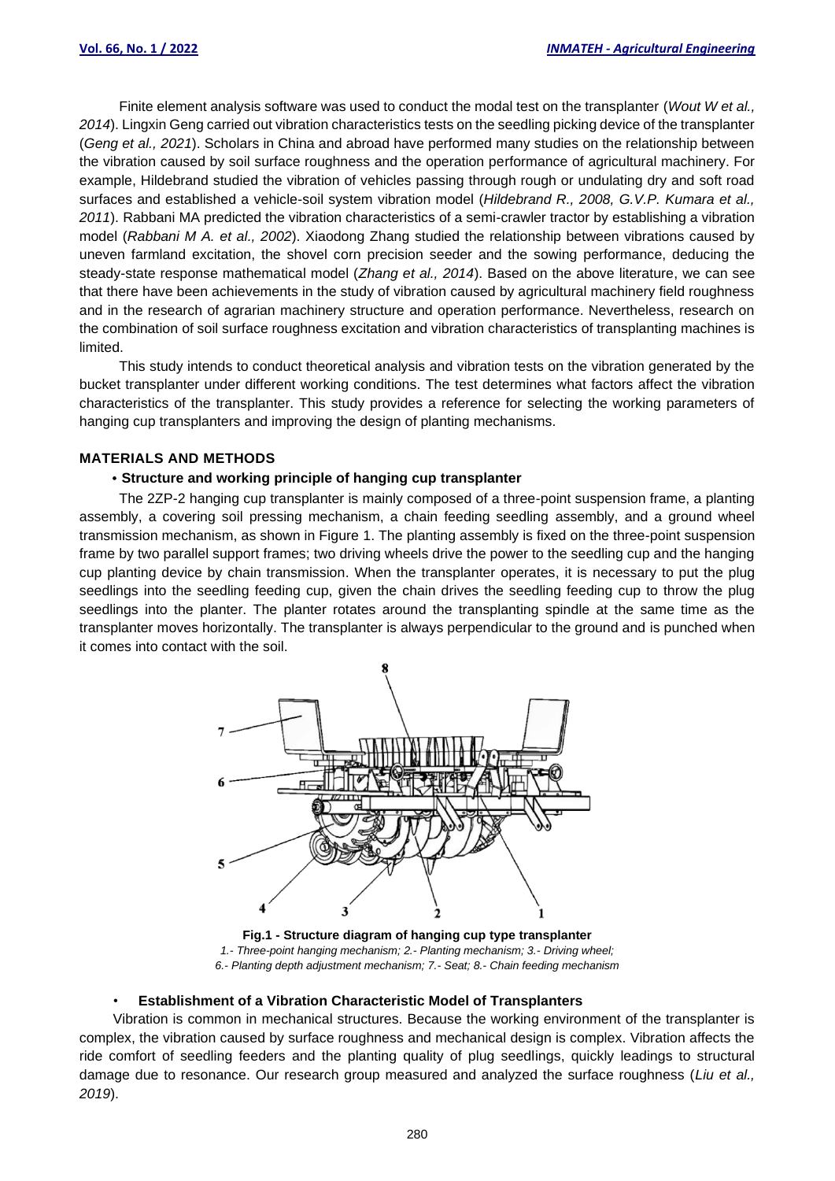Finite element analysis software was used to conduct the modal test on the transplanter (*Wout W et al., 2014*). Lingxin Geng carried out vibration characteristics tests on the seedling picking device of the transplanter (*Geng et al., 2021*). Scholars in China and abroad have performed many studies on the relationship between the vibration caused by soil surface roughness and the operation performance of agricultural machinery. For example, Hildebrand studied the vibration of vehicles passing through rough or undulating dry and soft road surfaces and established a vehicle-soil system vibration model (*Hildebrand R., 2008, G.V.P. Kumara et al., 2011*). Rabbani MA predicted the vibration characteristics of a semi-crawler tractor by establishing a vibration model (*Rabbani M A. et al., 2002*). Xiaodong Zhang studied the relationship between vibrations caused by uneven farmland excitation, the shovel corn precision seeder and the sowing performance, deducing the steady-state response mathematical model (*Zhang et al., 2014*). Based on the above literature, we can see that there have been achievements in the study of vibration caused by agricultural machinery field roughness and in the research of agrarian machinery structure and operation performance. Nevertheless, research on the combination of soil surface roughness excitation and vibration characteristics of transplanting machines is limited.

This study intends to conduct theoretical analysis and vibration tests on the vibration generated by the bucket transplanter under different working conditions. The test determines what factors affect the vibration characteristics of the transplanter. This study provides a reference for selecting the working parameters of hanging cup transplanters and improving the design of planting mechanisms.

## MATERIALS AND METHODS

### • Structure and working principle of hanging cup transplanter

The 2ZP-2 hanging cup transplanter is mainly composed of a three-point suspension frame, a planting assembly, a covering soil pressing mechanism, a chain feeding seedling assembly, and a ground wheel transmission mechanism, as shown in Figure 1. The planting assembly is fixed on the three-point suspension frame by two parallel support frames; two driving wheels drive the power to the seedling cup and the hanging cup planting device by chain transmission. When the transplanter operates, it is necessary to put the plug seedlings into the seedling feeding cup, given the chain drives the seedling feeding cup to throw the plug seedlings into the planter. The planter rotates around the transplanting spindle at the same time as the transplanter moves horizontally. The transplanter is always perpendicular to the ground and is punched when it comes into contact with the soil.

**Fig.1 - Structure diagram of hanging cup type transplanter**

*1.- Three-point hanging mechanism; 2.- Planting mechanism; 3.- Driving wheel; 6.- Planting depth adjustment mechanism; 7.- Seat; 8.- Chain feeding mechanism*

### • Establishment of a Vibration Characteristic Model of Transplanters

Vibration is common in mechanical structures. Because the working environment of the transplanter is complex, the vibration caused by surface roughness and mechanical design is complex. Vibration affects the ride comfort of seedling feeders and the planting quality of plug seedlings, quickly leadings to structural damage due to resonance. Our research group measured and analyzed the surface roughness (*Liu et al., 2019*).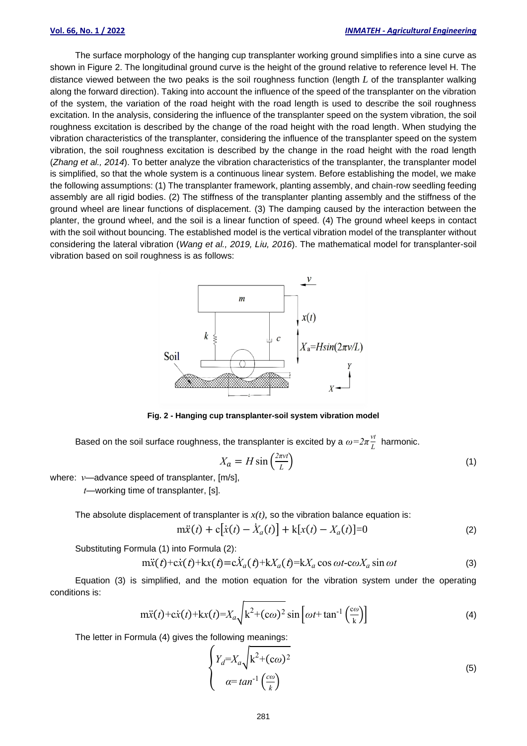The surface morphology of the hanging cup transplanter working ground simplifies into a sine curve as shown in Figure 2. The longitudinal ground curve is the height of the ground relative to reference level H. The distance viewed between the two peaks is the soil roughness function (length $L$ of the transplanter walking along the forward direction). Taking into account the influence of the speed of the transplanter on the vibration of the system, the variation of the road height with the road length is used to describe the soil roughness excitation. In the analysis, considering the influence of the transplanter speed on the system vibration, the soil roughness excitation is described by the change of the road height with the road length. When studying the vibration characteristics of the transplanter, considering the influence of the transplanter speed on the system vibration, the soil roughness excitation is described by the change in the road height with the road length (*Zhang et al., 2014*). To better analyze the vibration characteristics of the transplanter, the transplanter model is simplified, so that the whole system is a continuous linear system. Before establishing the model, we make the following assumptions: (1) The transplanter framework, planting assembly, and chain-row seedling feeding assembly are all rigid bodies. (2) The stiffness of the transplanter planting assembly and the stiffness of the ground wheel are linear functions of displacement. (3) The damping caused by the interaction between the planter, the ground wheel, and the soil is a linear function of speed. (4) The ground wheel keeps in contact with the soil without bouncing. The established model is the vertical vibration model of the transplanter without considering the lateral vibration (*Wang et al., 2019, Liu, 2016*). The mathematical model for transplanter-soil vibration based on soil roughness is as follows:

**Fig. 2 - Hanging cup transplanter-soil system vibration model**

Based on the soil surface roughness, the transplanter is excited by a $\omega=2\pi\frac{vt}{L}$ harmonic.

$$X_a = H\sin\left(\frac{2\pi vt}{L}\right) \tag{1}$$

where: $v$—advance speed of transplanter, [m/s],

$t$—working time of transplanter, [s].

The absolute displacement of transplanter is $x(t)$, so the vibration balance equation is:

$$m\ddot{x}(t) + c\left[\dot{x}(t) - \dot{X}_a(t)\right] + k\left[x(t) - X_a(t)\right]=0 \tag{2}$$

Substituting Formula (1) into Formula (2):

$$m\ddot{x}(t)+c\dot{x}(t)+kx(t)=c\dot{X}_a(t)+kX_a(t)=kX_a\cos\omega t\text{-}c\omega X_a\sin\omega t \tag{3}$$

Equation (3) is simplified, and the motion equation for the vibration system under the operating conditions is:

$$m\ddot{x}(t)+c\dot{x}(t)+kx(t)=X_a\sqrt{k^2+(c\omega)^2}\sin\left[\omega t+\tan^{-1}\left(\frac{c\omega}{k}\right)\right] \tag{4}$$

The letter in Formula (4) gives the following meanings:

$$\begin{cases} Y_d=X_a\sqrt{k^2+(c\omega)^2} \\ \alpha=tan^{-1}\left(\frac{c\omega}{k}\right) \end{cases} \tag{5}$$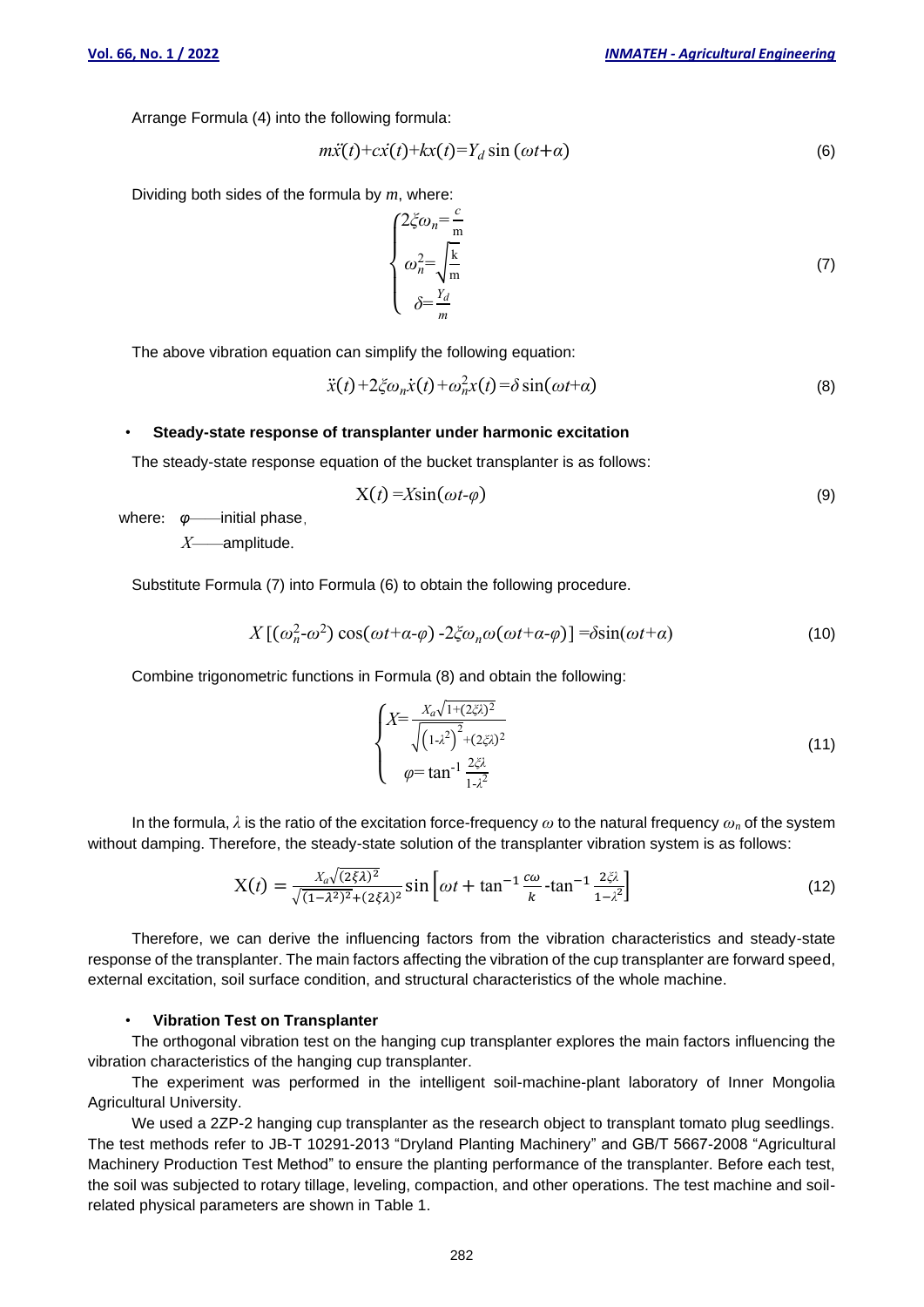Arrange Formula (4) into the following formula:

$$m\ddot{x}(t)+c\dot{x}(t)+kx(t)=Y_d \sin(\omega t+\alpha) \tag{6}$$

Dividing both sides of the formula by *m*, where:

$$\begin{cases} 2\xi\omega_n=\frac{c}{\text{m}} \\ \omega_n^2=\sqrt{\frac{\text{k}}{\text{m}}} \\ \delta=\frac{Y_d}{m} \end{cases} \tag{7}$$

The above vibration equation can simplify the following equation:

$$\ddot{x}(t)+2\xi\omega_n\dot{x}(t)+\omega_n^2 x(t)=\delta\sin(\omega t+\alpha) \tag{8}$$

- **Steady-state response of transplanter under harmonic excitation**

The steady-state response equation of the bucket transplanter is as follows:

$$\text{X}(t)=X\sin(\omega t\text{-}\varphi) \tag{9}$$

where: $\varphi$——initial phase,

$X$——amplitude.

Substitute Formula (7) into Formula (6) to obtain the following procedure.

$$X\left[(\omega_n^2\text{-}\omega^2)\cos(\omega t+\alpha\text{-}\varphi)\text{-}2\xi\omega_n\omega(\omega t+\alpha\text{-}\varphi)\right]=\delta\sin(\omega t+\alpha) \tag{10}$$

Combine trigonometric functions in Formula (8) and obtain the following:

$$\begin{cases} X=\frac{X_a\sqrt{1+(2\xi\lambda)^2}}{\sqrt{\left(1\text{-}\lambda^2\right)^2+(2\xi\lambda)^2}} \\ \varphi=\tan^{-1}\frac{2\xi\lambda}{1\text{-}\lambda^2} \end{cases} \tag{11}$$

In the formula, $\lambda$ is the ratio of the excitation force-frequency $\omega$ to the natural frequency $\omega_n$ of the system without damping. Therefore, the steady-state solution of the transplanter vibration system is as follows:

$$\text{X}(t)=\frac{X_a\sqrt{(2\xi\lambda)^2}}{\sqrt{(1-\lambda^2)^2+(2\xi\lambda)^2}}\sin\left[\omega t+\tan^{-1}\frac{c\omega}{k}\text{-}\tan^{-1}\frac{2\xi\lambda}{1-\lambda^2}\right] \tag{12}$$

Therefore, we can derive the influencing factors from the vibration characteristics and steady-state response of the transplanter. The main factors affecting the vibration of the cup transplanter are forward speed, external excitation, soil surface condition, and structural characteristics of the whole machine.

- **Vibration Test on Transplanter**

The orthogonal vibration test on the hanging cup transplanter explores the main factors influencing the vibration characteristics of the hanging cup transplanter.

The experiment was performed in the intelligent soil-machine-plant laboratory of Inner Mongolia Agricultural University.

We used a 2ZP-2 hanging cup transplanter as the research object to transplant tomato plug seedlings. The test methods refer to JB-T 10291-2013 "Dryland Planting Machinery" and GB/T 5667-2008 "Agricultural Machinery Production Test Method" to ensure the planting performance of the transplanter. Before each test, the soil was subjected to rotary tillage, leveling, compaction, and other operations. The test machine and soil-related physical parameters are shown in Table 1.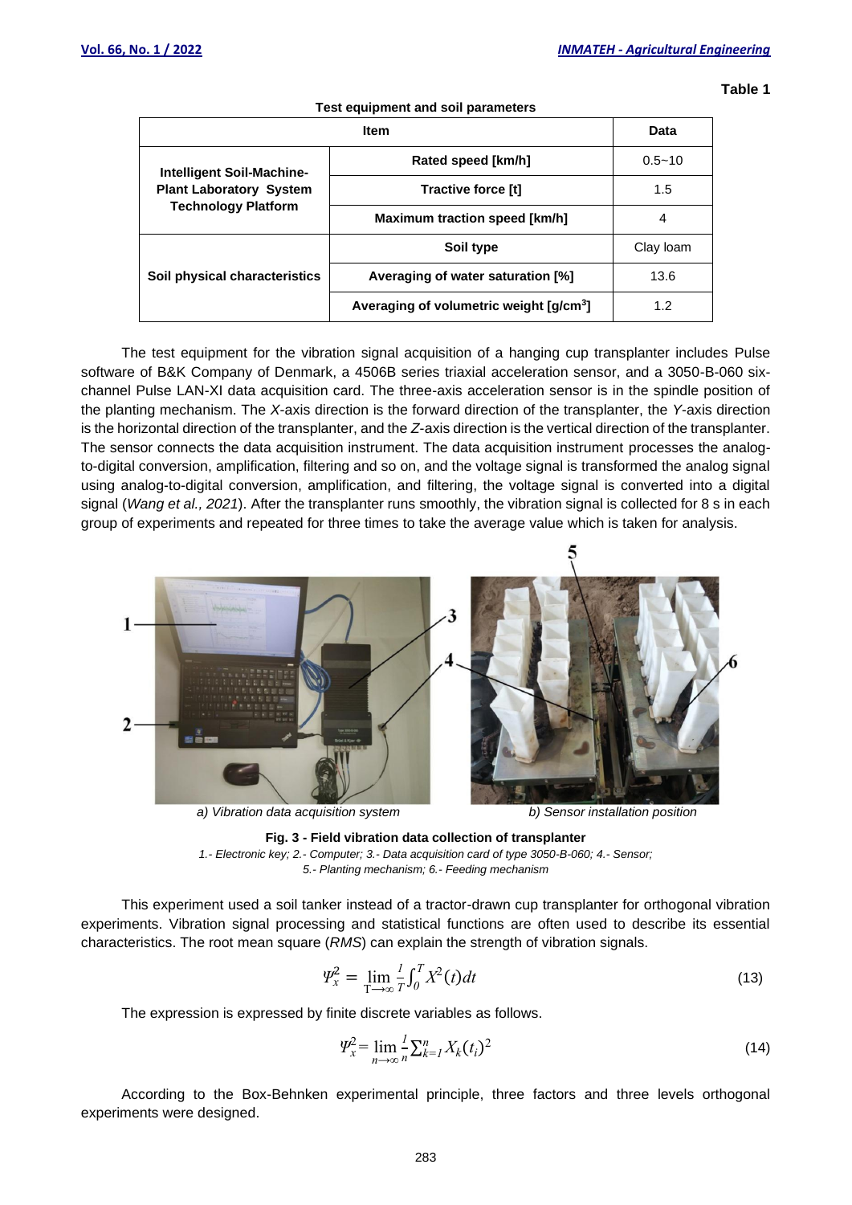**Table 1**

**Test equipment and soil parameters**

| Item | | Data |
|---|---|---|
| **Intelligent Soil-Machine-Plant Laboratory System Technology Platform** | **Rated speed [km/h]** | 0.5~10 |
| | **Tractive force [t]** | 1.5 |
| | **Maximum traction speed [km/h]** | 4 |
| **Soil physical characteristics** | **Soil type** | Clay loam |
| | **Averaging of water saturation [%]** | 13.6 |
| | **Averaging of volumetric weight [g/cm$^3$]** | 1.2 |

The test equipment for the vibration signal acquisition of a hanging cup transplanter includes Pulse software of B&K Company of Denmark, a 4506B series triaxial acceleration sensor, and a 3050-B-060 six-channel Pulse LAN-XI data acquisition card. The three-axis acceleration sensor is in the spindle position of the planting mechanism. The *X*-axis direction is the forward direction of the transplanter, the *Y*-axis direction is the horizontal direction of the transplanter, and the *Z*-axis direction is the vertical direction of the transplanter. The sensor connects the data acquisition instrument. The data acquisition instrument processes the analog-to-digital conversion, amplification, filtering and so on, and the voltage signal is transformed the analog signal using analog-to-digital conversion, amplification, and filtering, the voltage signal is converted into a digital signal (*Wang et al., 2021*). After the transplanter runs smoothly, the vibration signal is collected for 8 s in each group of experiments and repeated for three times to take the average value which is taken for analysis.

a) Vibration data acquisition system    b) Sensor installation position

**Fig. 3 - Field vibration data collection of transplanter**

*1.- Electronic key; 2.- Computer; 3.- Data acquisition card of type 3050-B-060; 4.- Sensor; 5.- Planting mechanism; 6.- Feeding mechanism*

This experiment used a soil tanker instead of a tractor-drawn cup transplanter for orthogonal vibration experiments. Vibration signal processing and statistical functions are often used to describe its essential characteristics. The root mean square (*RMS*) can explain the strength of vibration signals.

$$\Psi_x^2 = \lim_{T\to\infty} \frac{1}{T}\int_0^T X^2(t)dt \tag{13}$$

The expression is expressed by finite discrete variables as follows.

$$\Psi_x^2 = \lim_{n\to\infty} \frac{1}{n}\sum_{k=1}^{n} X_k(t_i)^2 \tag{14}$$

According to the Box-Behnken experimental principle, three factors and three levels orthogonal experiments were designed.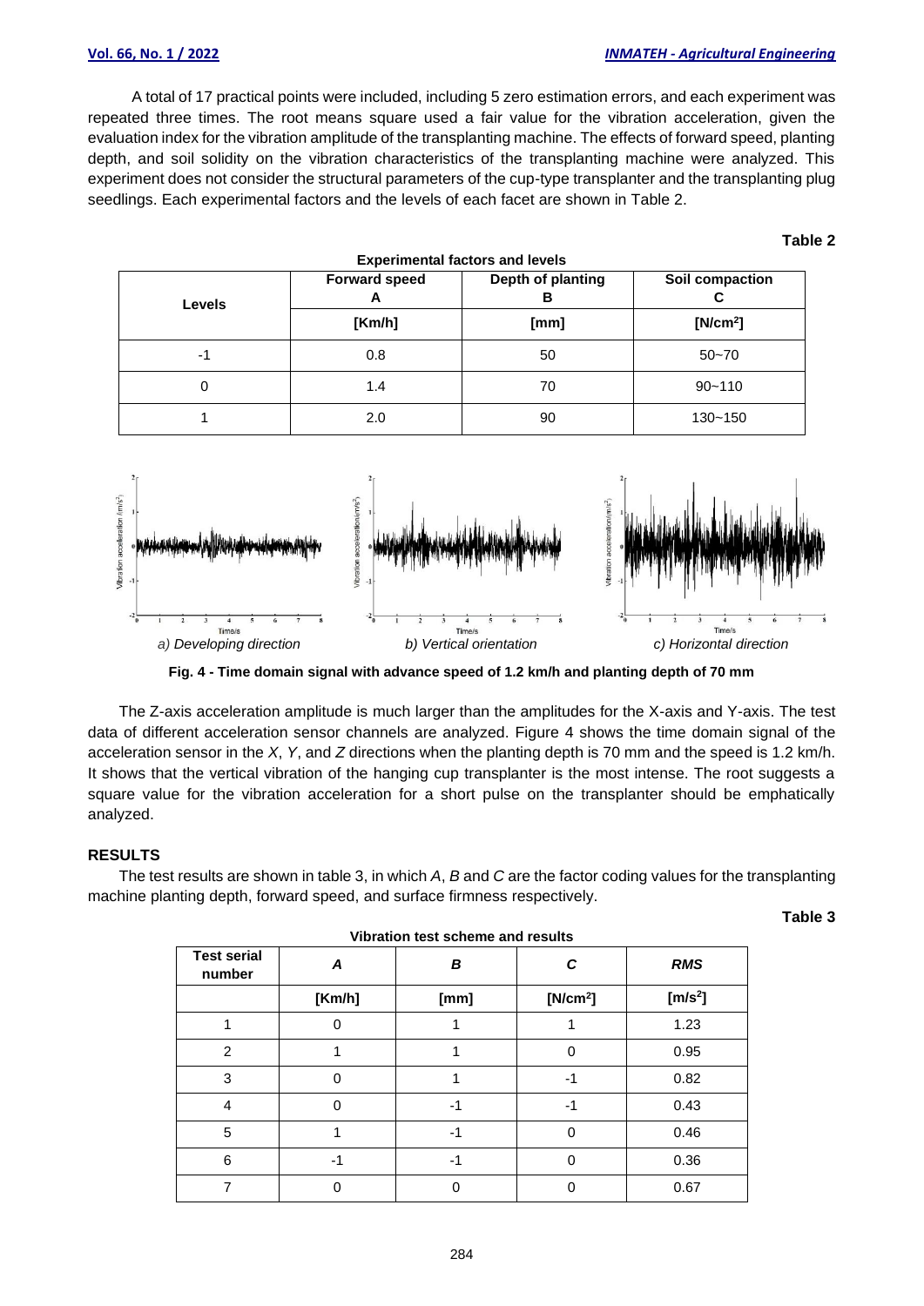A total of 17 practical points were included, including 5 zero estimation errors, and each experiment was repeated three times. The root means square used a fair value for the vibration acceleration, given the evaluation index for the vibration amplitude of the transplanting machine. The effects of forward speed, planting depth, and soil solidity on the vibration characteristics of the transplanting machine were analyzed. This experiment does not consider the structural parameters of the cup-type transplanter and the transplanting plug seedlings. Each experimental factors and the levels of each facet are shown in Table 2.

**Table 2**

**Experimental factors and levels**

| Levels | Forward speed A | Depth of planting B | Soil compaction C |
|---|---|---|---|
| | [Km/h] | [mm] | [N/cm$^2$] |
| -1 | 0.8 | 50 | 50~70 |
| 0 | 1.4 | 70 | 90~110 |
| 1 | 2.0 | 90 | 130~150 |

a) Developing direction b) Vertical orientation c) Horizontal direction

**Fig. 4 - Time domain signal with advance speed of 1.2 km/h and planting depth of 70 mm**

The Z-axis acceleration amplitude is much larger than the amplitudes for the X-axis and Y-axis. The test data of different acceleration sensor channels are analyzed. Figure 4 shows the time domain signal of the acceleration sensor in the *X*, *Y*, and *Z* directions when the planting depth is 70 mm and the speed is 1.2 km/h. It shows that the vertical vibration of the hanging cup transplanter is the most intense. The root suggests a square value for the vibration acceleration for a short pulse on the transplanter should be emphatically analyzed.

## RESULTS

The test results are shown in table 3, in which *A*, *B* and *C* are the factor coding values for the transplanting machine planting depth, forward speed, and surface firmness respectively.

**Table 3**

**Vibration test scheme and results**

| Test serial number | *A* | *B* | *C* | *RMS* |
|---|---|---|---|---|
| | [Km/h] | [mm] | [N/cm$^2$] | [m/s$^2$] |
| 1 | 0 | 1 | 1 | 1.23 |
| 2 | 1 | 1 | 0 | 0.95 |
| 3 | 0 | 1 | -1 | 0.82 |
| 4 | 0 | -1 | -1 | 0.43 |
| 5 | 1 | -1 | 0 | 0.46 |
| 6 | -1 | -1 | 0 | 0.36 |
| 7 | 0 | 0 | 0 | 0.67 |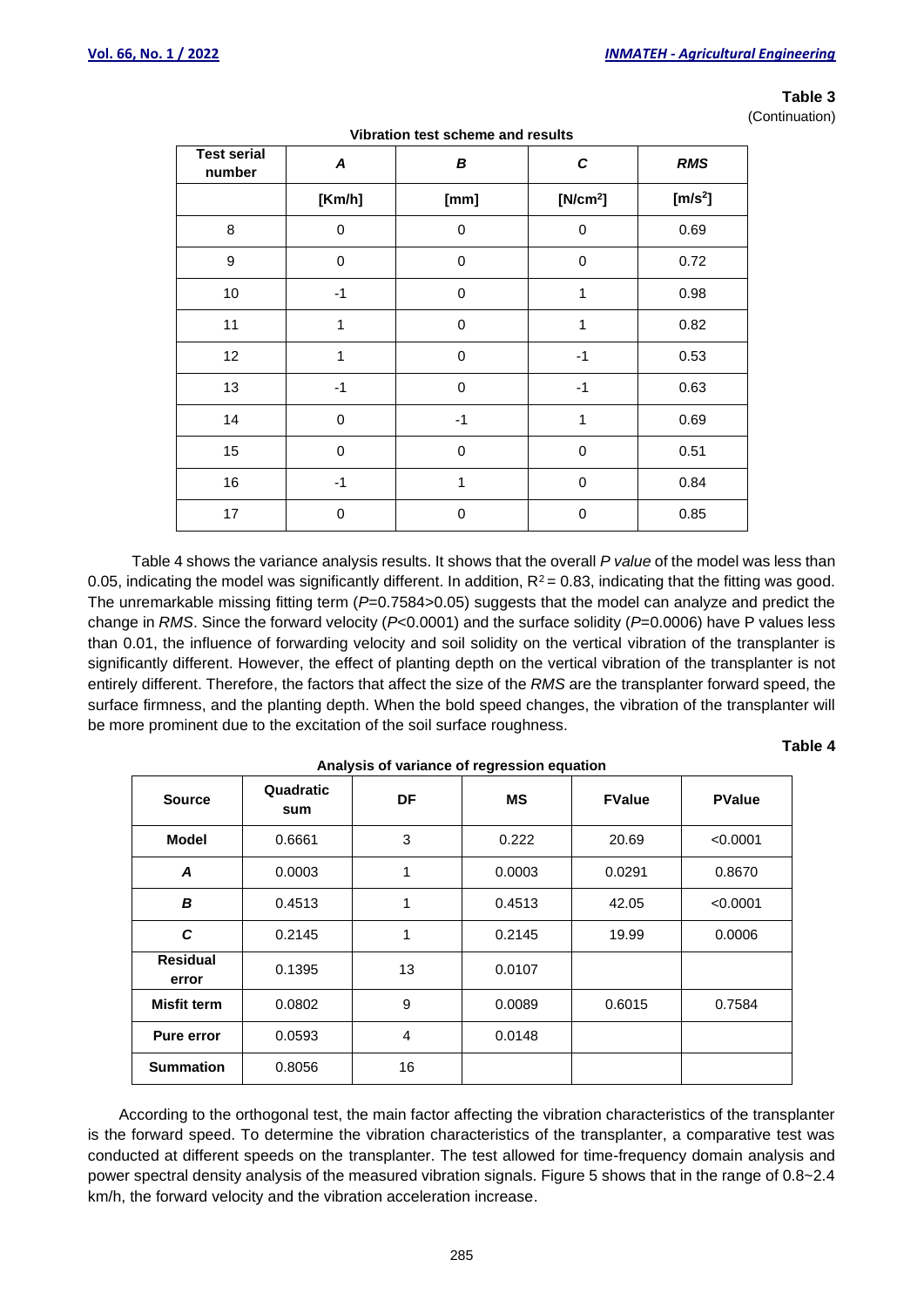**Table 3**

(Continuation)

**Vibration test scheme and results**

| Test serial number | *A* | *B* | *C* | *RMS* |
|---|---|---|---|---|
| | [Km/h] | [mm] | [N/cm$^2$] | [m/s$^2$] |
| 8 | 0 | 0 | 0 | 0.69 |
| 9 | 0 | 0 | 0 | 0.72 |
| 10 | -1 | 0 | 1 | 0.98 |
| 11 | 1 | 0 | 1 | 0.82 |
| 12 | 1 | 0 | -1 | 0.53 |
| 13 | -1 | 0 | -1 | 0.63 |
| 14 | 0 | -1 | 1 | 0.69 |
| 15 | 0 | 0 | 0 | 0.51 |
| 16 | -1 | 1 | 0 | 0.84 |
| 17 | 0 | 0 | 0 | 0.85 |

Table 4 shows the variance analysis results. It shows that the overall *P value* of the model was less than 0.05, indicating the model was significantly different. In addition, $R^2 = 0.83$, indicating that the fitting was good. The unremarkable missing fitting term ($P$=0.7584>0.05) suggests that the model can analyze and predict the change in *RMS*. Since the forward velocity ($P$<0.0001) and the surface solidity ($P$=0.0006) have P values less than 0.01, the influence of forwarding velocity and soil solidity on the vertical vibration of the transplanter is significantly different. However, the effect of planting depth on the vertical vibration of the transplanter is not entirely different. Therefore, the factors that affect the size of the *RMS* are the transplanter forward speed, the surface firmness, and the planting depth. When the bold speed changes, the vibration of the transplanter will be more prominent due to the excitation of the soil surface roughness.

**Table 4**

**Analysis of variance of regression equation**

| Source | Quadratic sum | DF | MS | FValue | PValue |
|---|---|---|---|---|---|
| **Model** | 0.6661 | 3 | 0.222 | 20.69 | <0.0001 |
| ***A*** | 0.0003 | 1 | 0.0003 | 0.0291 | 0.8670 |
| ***B*** | 0.4513 | 1 | 0.4513 | 42.05 | <0.0001 |
| ***C*** | 0.2145 | 1 | 0.2145 | 19.99 | 0.0006 |
| **Residual error** | 0.1395 | 13 | 0.0107 | | |
| **Misfit term** | 0.0802 | 9 | 0.0089 | 0.6015 | 0.7584 |
| **Pure error** | 0.0593 | 4 | 0.0148 | | |
| **Summation** | 0.8056 | 16 | | | |

According to the orthogonal test, the main factor affecting the vibration characteristics of the transplanter is the forward speed. To determine the vibration characteristics of the transplanter, a comparative test was conducted at different speeds on the transplanter. The test allowed for time-frequency domain analysis and power spectral density analysis of the measured vibration signals. Figure 5 shows that in the range of 0.8~2.4 km/h, the forward velocity and the vibration acceleration increase.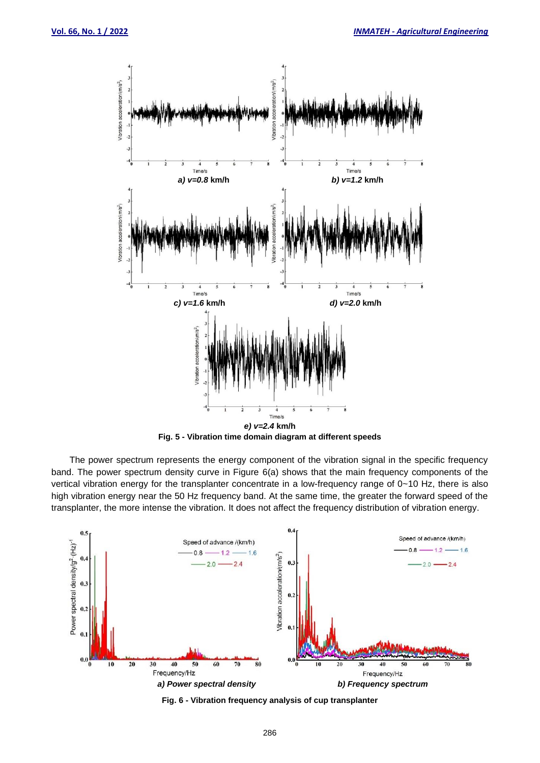*a) v=0.8* **km/h**

*b) v=1.2* **km/h**

*c) v=1.6* **km/h**

*d) v=2.0* **km/h**

*e) v=2.4* **km/h**

**Fig. 5 - Vibration time domain diagram at different speeds**

The power spectrum represents the energy component of the vibration signal in the specific frequency band. The power spectrum density curve in Figure 6(a) shows that the main frequency components of the vertical vibration energy for the transplanter concentrate in a low-frequency range of 0~10 Hz, there is also high vibration energy near the 50 Hz frequency band. At the same time, the greater the forward speed of the transplanter, the more intense the vibration. It does not affect the frequency distribution of vibration energy.

***a) Power spectral density***

***b) Frequency spectrum***

**Fig. 6 - Vibration frequency analysis of cup transplanter**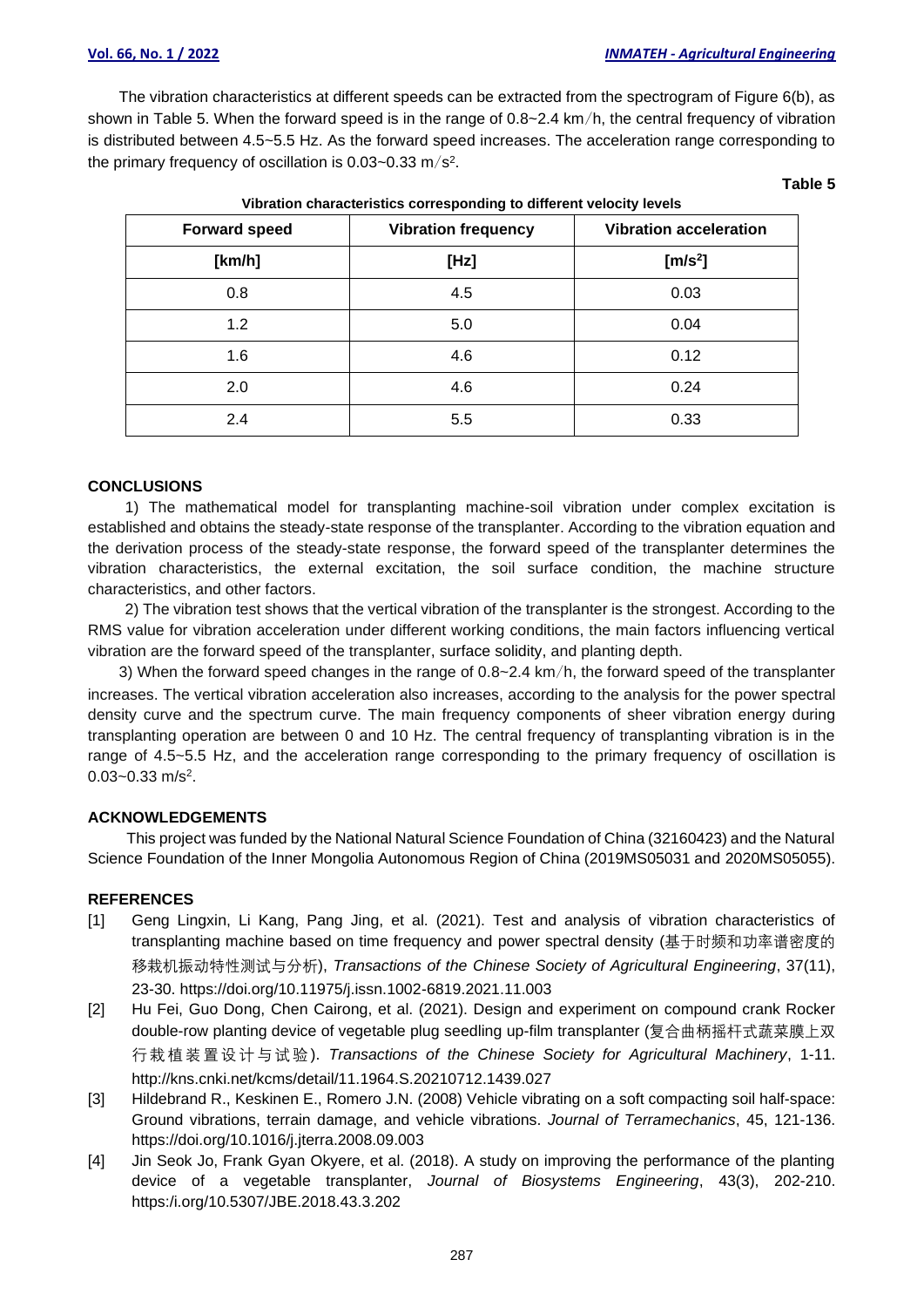The vibration characteristics at different speeds can be extracted from the spectrogram of Figure 6(b), as shown in Table 5. When the forward speed is in the range of 0.8~2.4 km/h, the central frequency of vibration is distributed between 4.5~5.5 Hz. As the forward speed increases. The acceleration range corresponding to the primary frequency of oscillation is 0.03~0.33 m/s$^2$.

**Table 5**

**Vibration characteristics corresponding to different velocity levels**

| Forward speed | Vibration frequency | Vibration acceleration |
|---|---|---|
| [km/h] | [Hz] | [m/s$^2$] |
| 0.8 | 4.5 | 0.03 |
| 1.2 | 5.0 | 0.04 |
| 1.6 | 4.6 | 0.12 |
| 2.0 | 4.6 | 0.24 |
| 2.4 | 5.5 | 0.33 |

## CONCLUSIONS

1) The mathematical model for transplanting machine-soil vibration under complex excitation is established and obtains the steady-state response of the transplanter. According to the vibration equation and the derivation process of the steady-state response, the forward speed of the transplanter determines the vibration characteristics, the external excitation, the soil surface condition, the machine structure characteristics, and other factors.

2) The vibration test shows that the vertical vibration of the transplanter is the strongest. According to the RMS value for vibration acceleration under different working conditions, the main factors influencing vertical vibration are the forward speed of the transplanter, surface solidity, and planting depth.

3) When the forward speed changes in the range of 0.8~2.4 km/h, the forward speed of the transplanter increases. The vertical vibration acceleration also increases, according to the analysis for the power spectral density curve and the spectrum curve. The main frequency components of sheer vibration energy during transplanting operation are between 0 and 10 Hz. The central frequency of transplanting vibration is in the range of 4.5~5.5 Hz, and the acceleration range corresponding to the primary frequency of oscillation is 0.03~0.33 m/s$^2$.

## ACKNOWLEDGEMENTS

This project was funded by the National Natural Science Foundation of China (32160423) and the Natural Science Foundation of the Inner Mongolia Autonomous Region of China (2019MS05031 and 2020MS05055).

## REFERENCES

[1] Geng Lingxin, Li Kang, Pang Jing, et al. (2021). Test and analysis of vibration characteristics of transplanting machine based on time frequency and power spectral density (基于时频和功率谱密度的移栽机振动特性测试与分析), *Transactions of the Chinese Society of Agricultural Engineering*, 37(11), 23-30. https://doi.org/10.11975/j.issn.1002-6819.2021.11.003

[2] Hu Fei, Guo Dong, Chen Cairong, et al. (2021). Design and experiment on compound crank Rocker double-row planting device of vegetable plug seedling up-film transplanter (复合曲柄摇杆式蔬菜膜上双行栽植装置设计与试验). *Transactions of the Chinese Society for Agricultural Machinery*, 1-11. http://kns.cnki.net/kcms/detail/11.1964.S.20210712.1439.027

[3] Hildebrand R., Keskinen E., Romero J.N. (2008) Vehicle vibrating on a soft compacting soil half-space: Ground vibrations, terrain damage, and vehicle vibrations. *Journal of Terramechanics*, 45, 121-136. https://doi.org/10.1016/j.jterra.2008.09.003

[4] Jin Seok Jo, Frank Gyan Okyere, et al. (2018). A study on improving the performance of the planting device of a vegetable transplanter, *Journal of Biosystems Engineering*, 43(3), 202-210. https:/i.org/10.5307/JBE.2018.43.3.202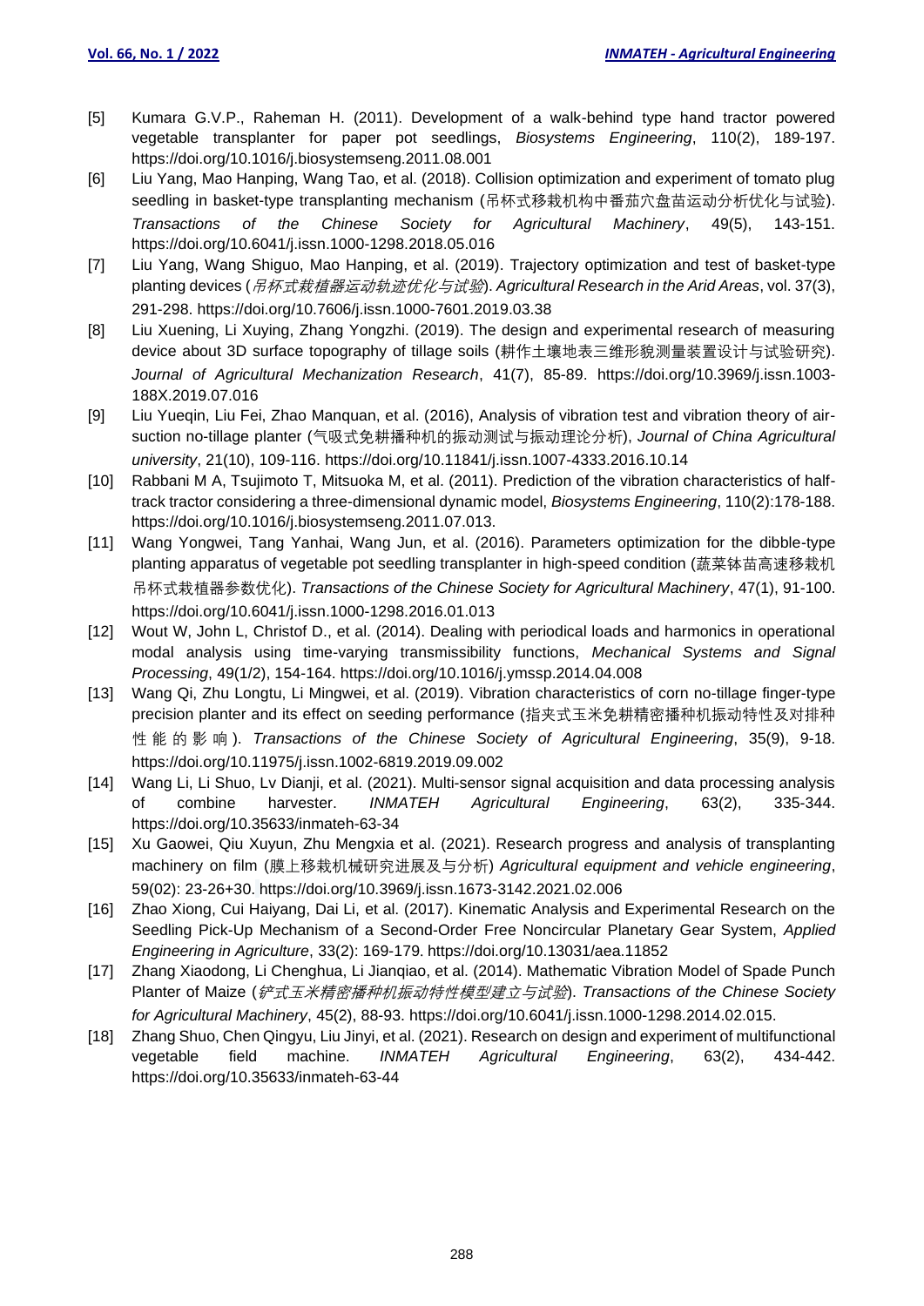[5] Kumara G.V.P., Raheman H. (2011). Development of a walk-behind type hand tractor powered vegetable transplanter for paper pot seedlings, *Biosystems Engineering*, 110(2), 189-197. https://doi.org/10.1016/j.biosystemseng.2011.08.001

[6] Liu Yang, Mao Hanping, Wang Tao, et al. (2018). Collision optimization and experiment of tomato plug seedling in basket-type transplanting mechanism (吊杯式移栽机构中番茄穴盘苗运动分析优化与试验). *Transactions of the Chinese Society for Agricultural Machinery*, 49(5), 143-151. https://doi.org/10.6041/j.issn.1000-1298.2018.05.016

[7] Liu Yang, Wang Shiguo, Mao Hanping, et al. (2019). Trajectory optimization and test of basket-type planting devices (*吊杯式栽植器运动轨迹优化与试验*). *Agricultural Research in the Arid Areas*, vol. 37(3), 291-298. https://doi.org/10.7606/j.issn.1000-7601.2019.03.38

[8] Liu Xuening, Li Xuying, Zhang Yongzhi. (2019). The design and experimental research of measuring device about 3D surface topography of tillage soils (耕作土壤地表三维形貌测量装置设计与试验研究). *Journal of Agricultural Mechanization Research*, 41(7), 85-89. https://doi.org/10.3969/j.issn.1003-188X.2019.07.016

[9] Liu Yueqin, Liu Fei, Zhao Manquan, et al. (2016), Analysis of vibration test and vibration theory of air-suction no-tillage planter (气吸式免耕播种机的振动测试与振动理论分析), *Journal of China Agricultural university*, 21(10), 109-116. https://doi.org/10.11841/j.issn.1007-4333.2016.10.14

[10] Rabbani M A, Tsujimoto T, Mitsuoka M, et al. (2011). Prediction of the vibration characteristics of half-track tractor considering a three-dimensional dynamic model, *Biosystems Engineering*, 110(2):178-188. https://doi.org/10.1016/j.biosystemseng.2011.07.013.

[11] Wang Yongwei, Tang Yanhai, Wang Jun, et al. (2016). Parameters optimization for the dibble-type planting apparatus of vegetable pot seedling transplanter in high-speed condition (蔬菜钵苗高速移栽机吊杯式栽植器参数优化). *Transactions of the Chinese Society for Agricultural Machinery*, 47(1), 91-100. https://doi.org/10.6041/j.issn.1000-1298.2016.01.013

[12] Wout W, John L, Christof D., et al. (2014). Dealing with periodical loads and harmonics in operational modal analysis using time-varying transmissibility functions, *Mechanical Systems and Signal Processing*, 49(1/2), 154-164. https://doi.org/10.1016/j.ymssp.2014.04.008

[13] Wang Qi, Zhu Longtu, Li Mingwei, et al. (2019). Vibration characteristics of corn no-tillage finger-type precision planter and its effect on seeding performance (指夹式玉米免耕精密播种机振动特性及对排种性能的影响). *Transactions of the Chinese Society of Agricultural Engineering*, 35(9), 9-18. https://doi.org/10.11975/j.issn.1002-6819.2019.09.002

[14] Wang Li, Li Shuo, Lv Dianji, et al. (2021). Multi-sensor signal acquisition and data processing analysis of combine harvester. *INMATEH Agricultural Engineering*, 63(2), 335-344. https://doi.org/10.35633/inmateh-63-34

[15] Xu Gaowei, Qiu Xuyun, Zhu Mengxia et al. (2021). Research progress and analysis of transplanting machinery on film (膜上移栽机械研究进展及与分析) *Agricultural equipment and vehicle engineering*, 59(02): 23-26+30. https://doi.org/10.3969/j.issn.1673-3142.2021.02.006

[16] Zhao Xiong, Cui Haiyang, Dai Li, et al. (2017). Kinematic Analysis and Experimental Research on the Seedling Pick-Up Mechanism of a Second-Order Free Noncircular Planetary Gear System, *Applied Engineering in Agriculture*, 33(2): 169-179. https://doi.org/10.13031/aea.11852

[17] Zhang Xiaodong, Li Chenghua, Li Jianqiao, et al. (2014). Mathematic Vibration Model of Spade Punch Planter of Maize (*铲式玉米精密播种机振动特性模型建立与试验*). *Transactions of the Chinese Society for Agricultural Machinery*, 45(2), 88-93. https://doi.org/10.6041/j.issn.1000-1298.2014.02.015.

[18] Zhang Shuo, Chen Qingyu, Liu Jinyi, et al. (2021). Research on design and experiment of multifunctional vegetable field machine. *INMATEH Agricultural Engineering*, 63(2), 434-442. https://doi.org/10.35633/inmateh-63-44